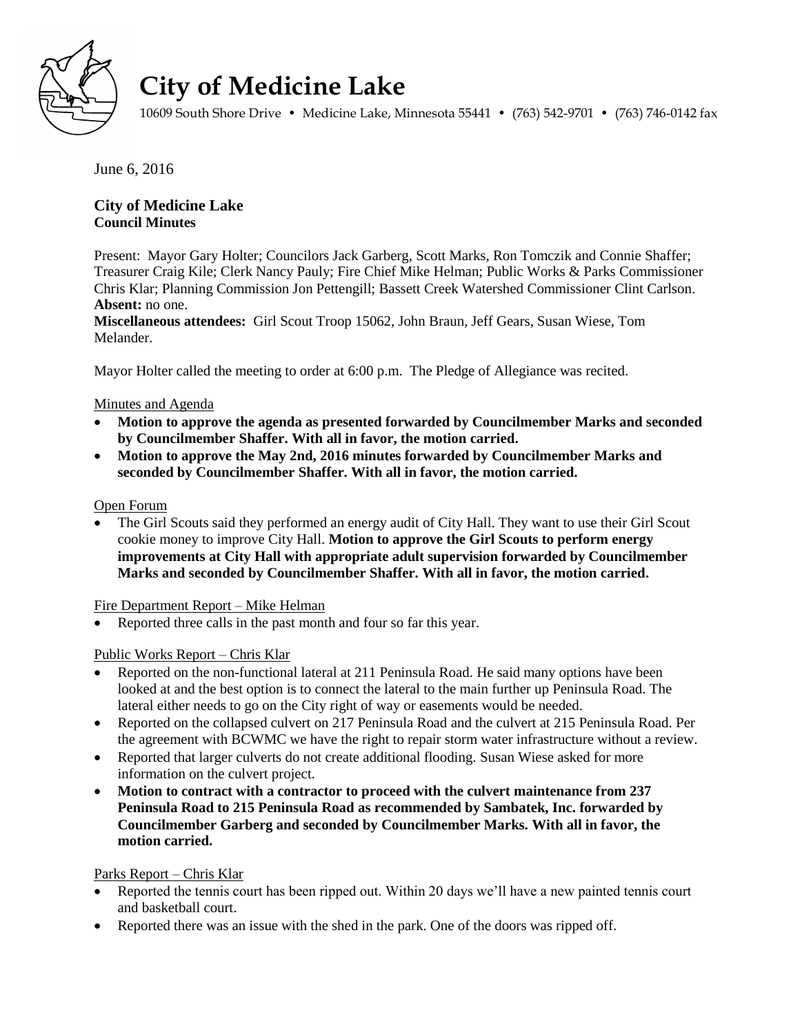# City of Medicine Lake

10609 South Shore Drive • Medicine Lake, Minnesota 55441 • (763) 542-9701 • (763) 746-0142 fax

June 6, 2016

**City of Medicine Lake**
**Council Minutes**

Present: Mayor Gary Holter; Councilors Jack Garberg, Scott Marks, Ron Tomczik and Connie Shaffer; Treasurer Craig Kile; Clerk Nancy Pauly; Fire Chief Mike Helman; Public Works & Parks Commissioner Chris Klar; Planning Commission Jon Pettengill; Bassett Creek Watershed Commissioner Clint Carlson.
**Absent:** no one.
**Miscellaneous attendees:** Girl Scout Troop 15062, John Braun, Jeff Gears, Susan Wiese, Tom Melander.

Mayor Holter called the meeting to order at 6:00 p.m. The Pledge of Allegiance was recited.

<u>Minutes and Agenda</u>

- **Motion to approve the agenda as presented forwarded by Councilmember Marks and seconded by Councilmember Shaffer. With all in favor, the motion carried.**
- **Motion to approve the May 2nd, 2016 minutes forwarded by Councilmember Marks and seconded by Councilmember Shaffer. With all in favor, the motion carried.**

<u>Open Forum</u>

- The Girl Scouts said they performed an energy audit of City Hall. They want to use their Girl Scout cookie money to improve City Hall. **Motion to approve the Girl Scouts to perform energy improvements at City Hall with appropriate adult supervision forwarded by Councilmember Marks and seconded by Councilmember Shaffer. With all in favor, the motion carried.**

<u>Fire Department Report – Mike Helman</u>

- Reported three calls in the past month and four so far this year.

<u>Public Works Report – Chris Klar</u>

- Reported on the non-functional lateral at 211 Peninsula Road. He said many options have been looked at and the best option is to connect the lateral to the main further up Peninsula Road. The lateral either needs to go on the City right of way or easements would be needed.
- Reported on the collapsed culvert on 217 Peninsula Road and the culvert at 215 Peninsula Road. Per the agreement with BCWMC we have the right to repair storm water infrastructure without a review.
- Reported that larger culverts do not create additional flooding. Susan Wiese asked for more information on the culvert project.
- **Motion to contract with a contractor to proceed with the culvert maintenance from 237 Peninsula Road to 215 Peninsula Road as recommended by Sambatek, Inc. forwarded by Councilmember Garberg and seconded by Councilmember Marks. With all in favor, the motion carried.**

<u>Parks Report – Chris Klar</u>

- Reported the tennis court has been ripped out. Within 20 days we'll have a new painted tennis court and basketball court.
- Reported there was an issue with the shed in the park. One of the doors was ripped off.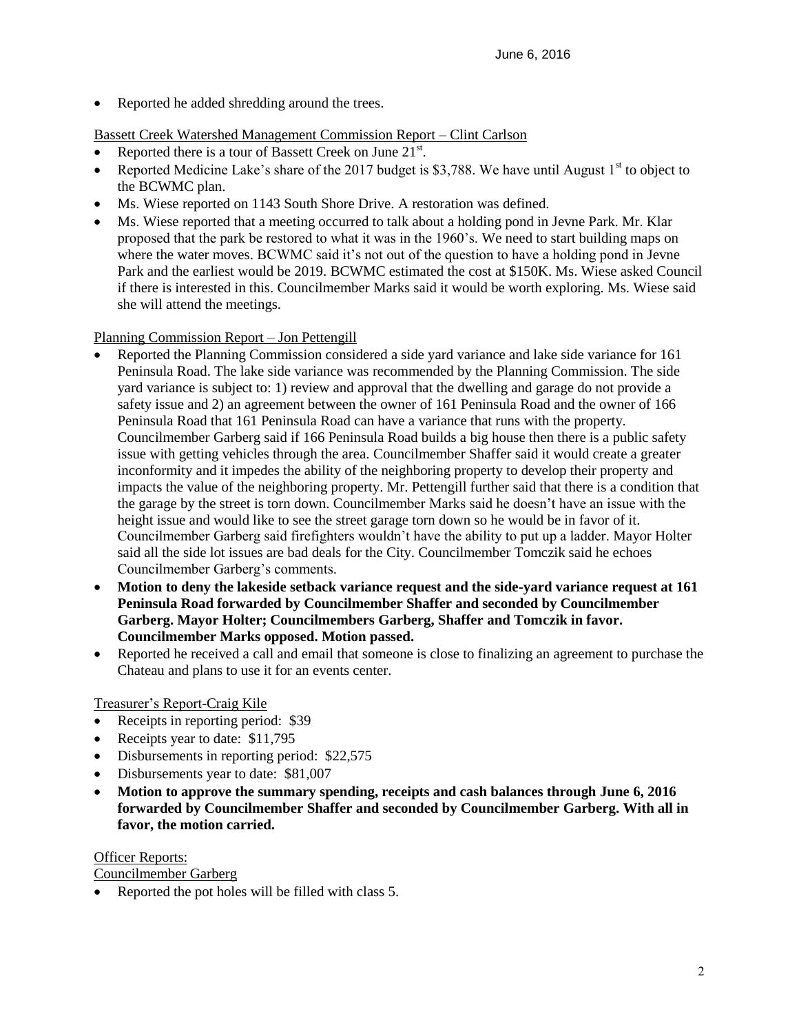- Reported he added shredding around the trees.

Bassett Creek Watershed Management Commission Report – Clint Carlson

- Reported there is a tour of Bassett Creek on June 21st.
- Reported Medicine Lake's share of the 2017 budget is $3,788. We have until August 1st to object to the BCWMC plan.
- Ms. Wiese reported on 1143 South Shore Drive. A restoration was defined.
- Ms. Wiese reported that a meeting occurred to talk about a holding pond in Jevne Park. Mr. Klar proposed that the park be restored to what it was in the 1960's. We need to start building maps on where the water moves. BCWMC said it's not out of the question to have a holding pond in Jevne Park and the earliest would be 2019. BCWMC estimated the cost at $150K. Ms. Wiese asked Council if there is interested in this. Councilmember Marks said it would be worth exploring. Ms. Wiese said she will attend the meetings.

Planning Commission Report – Jon Pettengill

- Reported the Planning Commission considered a side yard variance and lake side variance for 161 Peninsula Road. The lake side variance was recommended by the Planning Commission. The side yard variance is subject to: 1) review and approval that the dwelling and garage do not provide a safety issue and 2) an agreement between the owner of 161 Peninsula Road and the owner of 166 Peninsula Road that 161 Peninsula Road can have a variance that runs with the property. Councilmember Garberg said if 166 Peninsula Road builds a big house then there is a public safety issue with getting vehicles through the area. Councilmember Shaffer said it would create a greater inconformity and it impedes the ability of the neighboring property to develop their property and impacts the value of the neighboring property. Mr. Pettengill further said that there is a condition that the garage by the street is torn down. Councilmember Marks said he doesn't have an issue with the height issue and would like to see the street garage torn down so he would be in favor of it. Councilmember Garberg said firefighters wouldn't have the ability to put up a ladder. Mayor Holter said all the side lot issues are bad deals for the City. Councilmember Tomczik said he echoes Councilmember Garberg's comments.
- **Motion to deny the lakeside setback variance request and the side-yard variance request at 161 Peninsula Road forwarded by Councilmember Shaffer and seconded by Councilmember Garberg. Mayor Holter; Councilmembers Garberg, Shaffer and Tomczik in favor. Councilmember Marks opposed. Motion passed.**
- Reported he received a call and email that someone is close to finalizing an agreement to purchase the Chateau and plans to use it for an events center.

Treasurer's Report-Craig Kile

- Receipts in reporting period: $39
- Receipts year to date: $11,795
- Disbursements in reporting period: $22,575
- Disbursements year to date: $81,007
- **Motion to approve the summary spending, receipts and cash balances through June 6, 2016 forwarded by Councilmember Shaffer and seconded by Councilmember Garberg. With all in favor, the motion carried.**

Officer Reports:

Councilmember Garberg

- Reported the pot holes will be filled with class 5.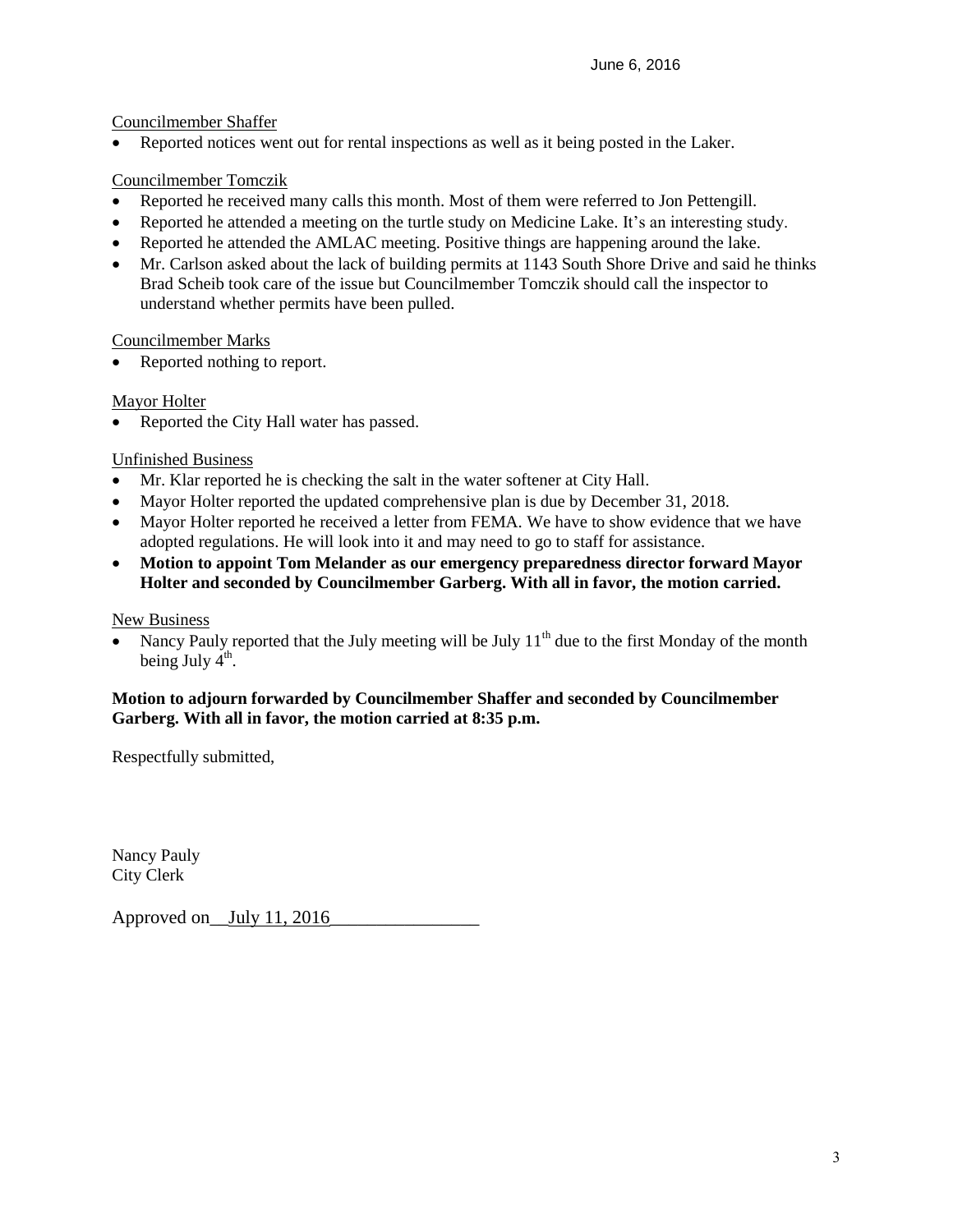Councilmember Shaffer

- Reported notices went out for rental inspections as well as it being posted in the Laker.

Councilmember Tomczik

- Reported he received many calls this month. Most of them were referred to Jon Pettengill.
- Reported he attended a meeting on the turtle study on Medicine Lake. It's an interesting study.
- Reported he attended the AMLAC meeting. Positive things are happening around the lake.
- Mr. Carlson asked about the lack of building permits at 1143 South Shore Drive and said he thinks Brad Scheib took care of the issue but Councilmember Tomczik should call the inspector to understand whether permits have been pulled.

Councilmember Marks

- Reported nothing to report.

Mayor Holter

- Reported the City Hall water has passed.

Unfinished Business

- Mr. Klar reported he is checking the salt in the water softener at City Hall.
- Mayor Holter reported the updated comprehensive plan is due by December 31, 2018.
- Mayor Holter reported he received a letter from FEMA. We have to show evidence that we have adopted regulations. He will look into it and may need to go to staff for assistance.
- **Motion to appoint Tom Melander as our emergency preparedness director forward Mayor Holter and seconded by Councilmember Garberg. With all in favor, the motion carried.**

New Business

- Nancy Pauly reported that the July meeting will be July 11th due to the first Monday of the month being July 4th.

**Motion to adjourn forwarded by Councilmember Shaffer and seconded by Councilmember Garberg. With all in favor, the motion carried at 8:35 p.m.**

Respectfully submitted,

Nancy Pauly
City Clerk

Approved on__July 11, 2016________________